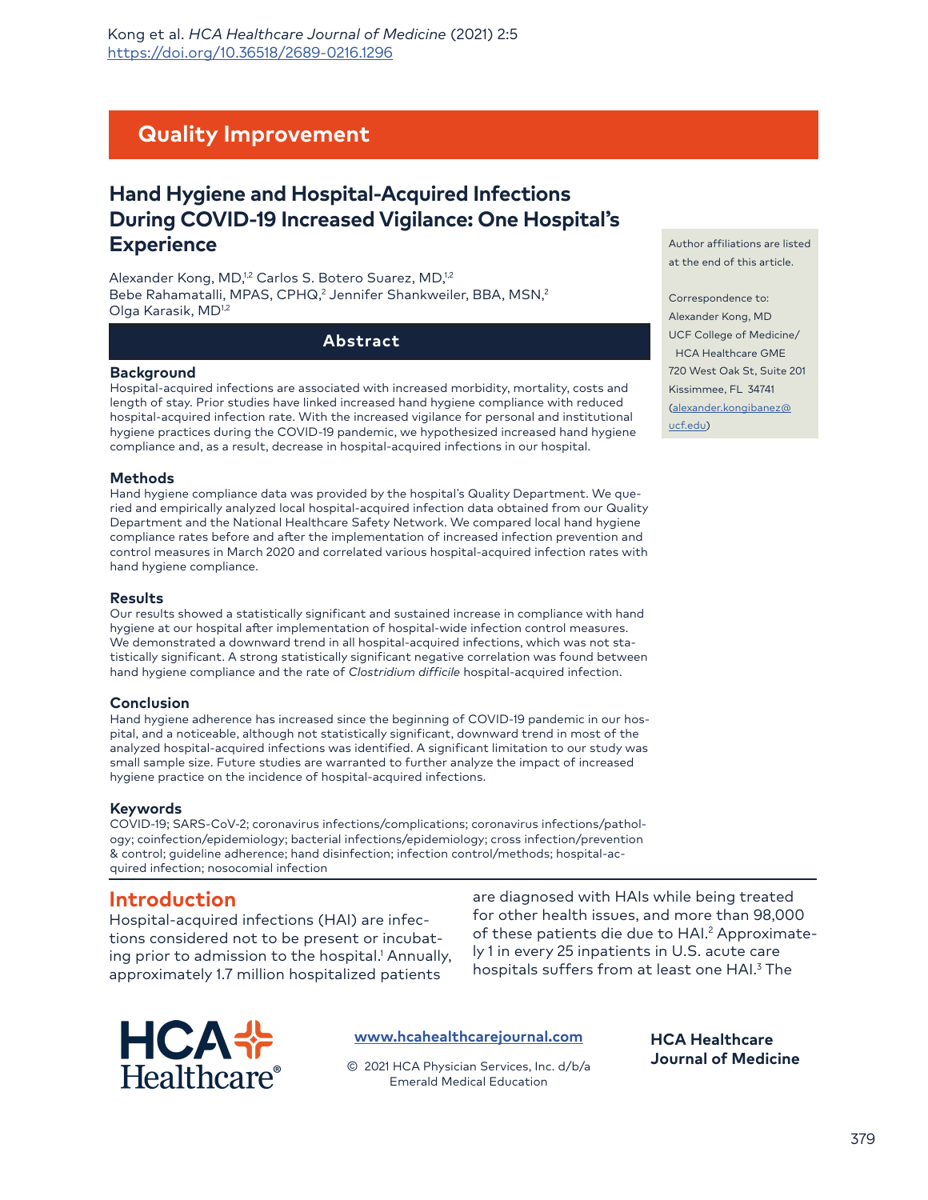Kong et al. *HCA Healthcare Journal of Medicine* (2021) 2:5
https://doi.org/10.36518/2689-0216.1296

## Quality Improvement

# Hand Hygiene and Hospital-Acquired Infections During COVID-19 Increased Vigilance: One Hospital's Experience

Alexander Kong, MD,[1,2] Carlos S. Botero Suarez, MD,[1,2]
Bebe Rahamatalli, MPAS, CPHQ,[2] Jennifer Shankweiler, BBA, MSN,[2]
Olga Karasik, MD[1,2]

Author affiliations are listed at the end of this article.

Correspondence to:
Alexander Kong, MD
UCF College of Medicine/
HCA Healthcare GME
720 West Oak St, Suite 201
Kissimmee, FL 34741
(alexander.kongibanez@ucf.edu)

## Abstract

### Background

Hospital-acquired infections are associated with increased morbidity, mortality, costs and length of stay. Prior studies have linked increased hand hygiene compliance with reduced hospital-acquired infection rate. With the increased vigilance for personal and institutional hygiene practices during the COVID-19 pandemic, we hypothesized increased hand hygiene compliance and, as a result, decrease in hospital-acquired infections in our hospital.

### Methods

Hand hygiene compliance data was provided by the hospital's Quality Department. We queried and empirically analyzed local hospital-acquired infection data obtained from our Quality Department and the National Healthcare Safety Network. We compared local hand hygiene compliance rates before and after the implementation of increased infection prevention and control measures in March 2020 and correlated various hospital-acquired infection rates with hand hygiene compliance.

### Results

Our results showed a statistically significant and sustained increase in compliance with hand hygiene at our hospital after implementation of hospital-wide infection control measures. We demonstrated a downward trend in all hospital-acquired infections, which was not statistically significant. A strong statistically significant negative correlation was found between hand hygiene compliance and the rate of *Clostridium difficile* hospital-acquired infection.

### Conclusion

Hand hygiene adherence has increased since the beginning of COVID-19 pandemic in our hospital, and a noticeable, although not statistically significant, downward trend in most of the analyzed hospital-acquired infections was identified. A significant limitation to our study was small sample size. Future studies are warranted to further analyze the impact of increased hygiene practice on the incidence of hospital-acquired infections.

### Keywords

COVID-19; SARS-CoV-2; coronavirus infections/complications; coronavirus infections/pathology; coinfection/epidemiology; bacterial infections/epidemiology; cross infection/prevention & control; guideline adherence; hand disinfection; infection control/methods; hospital-acquired infection; nosocomial infection

## Introduction

Hospital-acquired infections (HAI) are infections considered not to be present or incubating prior to admission to the hospital.[1] Annually, approximately 1.7 million hospitalized patients are diagnosed with HAIs while being treated for other health issues, and more than 98,000 of these patients die due to HAI.[2] Approximately 1 in every 25 inpatients in U.S. acute care hospitals suffers from at least one HAI.[3] The

www.hcahealthcarejournal.com

© 2021 HCA Physician Services, Inc. d/b/a Emerald Medical Education

HCA Healthcare Journal of Medicine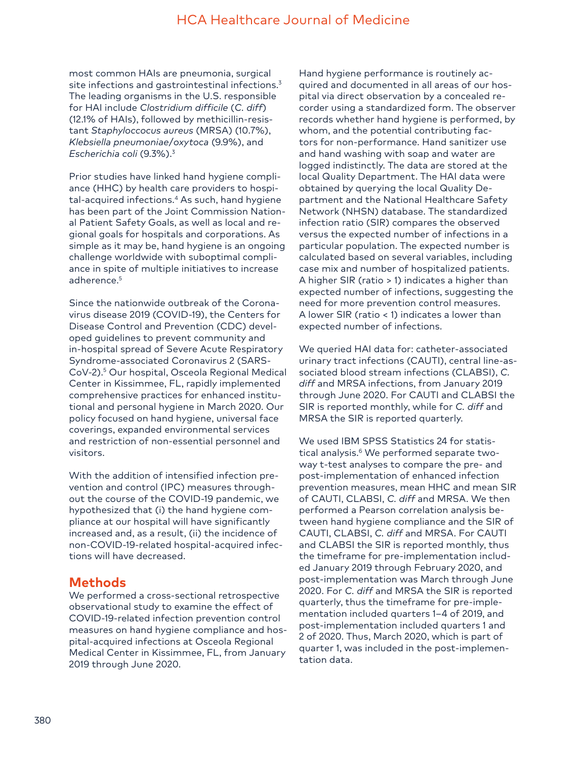most common HAIs are pneumonia, surgical site infections and gastrointestinal infections.[3] The leading organisms in the U.S. responsible for HAI include *Clostridium difficile* (*C. diff*) (12.1% of HAIs), followed by methicillin-resistant *Staphyloccocus aureus* (MRSA) (10.7%), *Klebsiella pneumoniae/oxytoca* (9.9%), and *Escherichia coli* (9.3%).[3]

Prior studies have linked hand hygiene compliance (HHC) by health care providers to hospital-acquired infections.[4] As such, hand hygiene has been part of the Joint Commission National Patient Safety Goals, as well as local and regional goals for hospitals and corporations. As simple as it may be, hand hygiene is an ongoing challenge worldwide with suboptimal compliance in spite of multiple initiatives to increase adherence.[5]

Since the nationwide outbreak of the Coronavirus disease 2019 (COVID-19), the Centers for Disease Control and Prevention (CDC) developed guidelines to prevent community and in-hospital spread of Severe Acute Respiratory Syndrome-associated Coronavirus 2 (SARS-CoV-2).[5] Our hospital, Osceola Regional Medical Center in Kissimmee, FL, rapidly implemented comprehensive practices for enhanced institutional and personal hygiene in March 2020. Our policy focused on hand hygiene, universal face coverings, expanded environmental services and restriction of non-essential personnel and visitors.

With the addition of intensified infection prevention and control (IPC) measures throughout the course of the COVID-19 pandemic, we hypothesized that (i) the hand hygiene compliance at our hospital will have significantly increased and, as a result, (ii) the incidence of non-COVID-19-related hospital-acquired infections will have decreased.

## Methods

We performed a cross-sectional retrospective observational study to examine the effect of COVID-19-related infection prevention control measures on hand hygiene compliance and hospital-acquired infections at Osceola Regional Medical Center in Kissimmee, FL, from January 2019 through June 2020.

Hand hygiene performance is routinely acquired and documented in all areas of our hospital via direct observation by a concealed recorder using a standardized form. The observer records whether hand hygiene is performed, by whom, and the potential contributing factors for non-performance. Hand sanitizer use and hand washing with soap and water are logged indistinctly. The data are stored at the local Quality Department. The HAI data were obtained by querying the local Quality Department and the National Healthcare Safety Network (NHSN) database. The standardized infection ratio (SIR) compares the observed versus the expected number of infections in a particular population. The expected number is calculated based on several variables, including case mix and number of hospitalized patients. A higher SIR (ratio > 1) indicates a higher than expected number of infections, suggesting the need for more prevention control measures. A lower SIR (ratio < 1) indicates a lower than expected number of infections.

We queried HAI data for: catheter-associated urinary tract infections (CAUTI), central line-associated blood stream infections (CLABSI), *C. diff* and MRSA infections, from January 2019 through June 2020. For CAUTI and CLABSI the SIR is reported monthly, while for *C. diff* and MRSA the SIR is reported quarterly.

We used IBM SPSS Statistics 24 for statistical analysis.[6] We performed separate two-way t-test analyses to compare the pre- and post-implementation of enhanced infection prevention measures, mean HHC and mean SIR of CAUTI, CLABSI, *C. diff* and MRSA. We then performed a Pearson correlation analysis between hand hygiene compliance and the SIR of CAUTI, CLABSI, *C. diff* and MRSA. For CAUTI and CLABSI the SIR is reported monthly, thus the timeframe for pre-implementation included January 2019 through February 2020, and post-implementation was March through June 2020. For *C. diff* and MRSA the SIR is reported quarterly, thus the timeframe for pre-implementation included quarters 1–4 of 2019, and post-implementation included quarters 1 and 2 of 2020. Thus, March 2020, which is part of quarter 1, was included in the post-implementation data.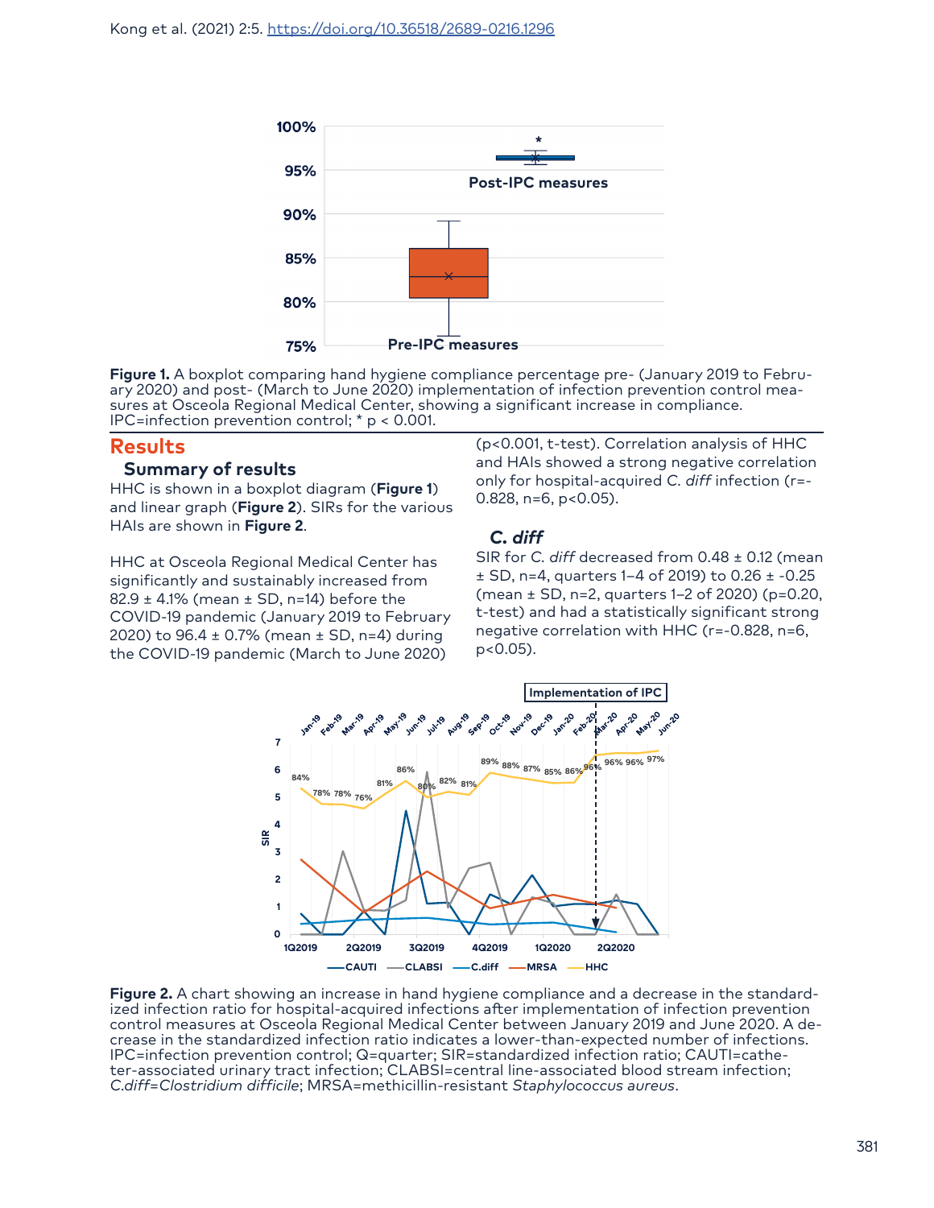**Figure 1.** A boxplot comparing hand hygiene compliance percentage pre- (January 2019 to February 2020) and post- (March to June 2020) implementation of infection prevention control measures at Osceola Regional Medical Center, showing a significant increase in compliance. IPC=infection prevention control; * p < 0.001.

## Results

### Summary of results

HHC is shown in a boxplot diagram (**Figure 1**) and linear graph (**Figure 2**). SIRs for the various HAIs are shown in **Figure 2**.

HHC at Osceola Regional Medical Center has significantly and sustainably increased from 82.9 ± 4.1% (mean ± SD, n=14) before the COVID-19 pandemic (January 2019 to February 2020) to 96.4 ± 0.7% (mean ± SD, n=4) during the COVID-19 pandemic (March to June 2020) (p<0.001, t-test). Correlation analysis of HHC and HAIs showed a strong negative correlation only for hospital-acquired *C. diff* infection (r=-0.828, n=6, p<0.05).

### *C. diff*

SIR for *C. diff* decreased from 0.48 ± 0.12 (mean ± SD, n=4, quarters 1–4 of 2019) to 0.26 ± -0.25 (mean ± SD, n=2, quarters 1–2 of 2020) (p=0.20, t-test) and had a statistically significant strong negative correlation with HHC (r=-0.828, n=6, p<0.05).

**Figure 2.** A chart showing an increase in hand hygiene compliance and a decrease in the standardized infection ratio for hospital-acquired infections after implementation of infection prevention control measures at Osceola Regional Medical Center between January 2019 and June 2020. A decrease in the standardized infection ratio indicates a lower-than-expected number of infections. IPC=infection prevention control; Q=quarter; SIR=standardized infection ratio; CAUTI=catheter-associated urinary tract infection; CLABSI=central line-associated blood stream infection; *C.diff=Clostridium difficile*; MRSA=methicillin-resistant *Staphylococcus aureus*.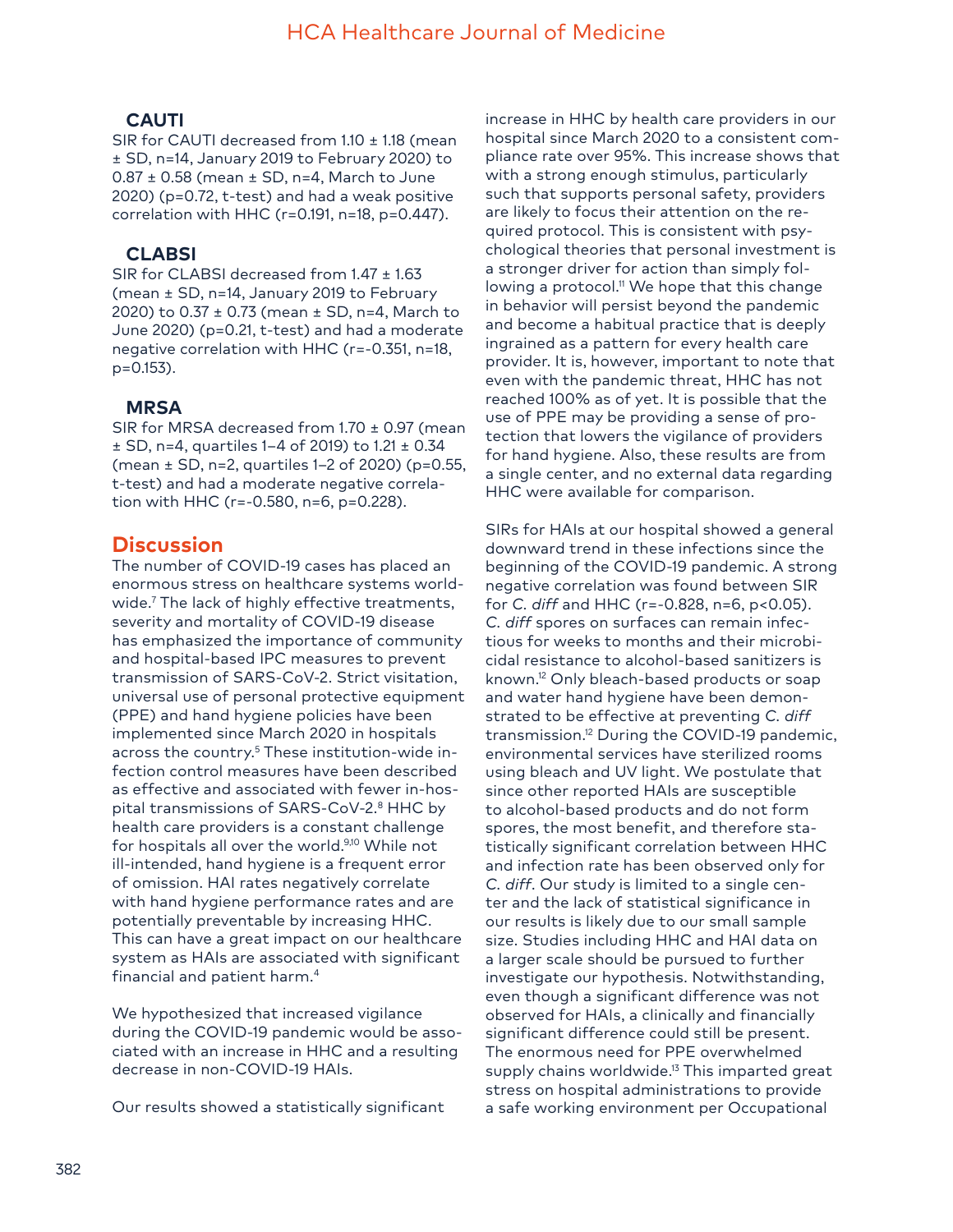### CAUTI

SIR for CAUTI decreased from 1.10 ± 1.18 (mean ± SD, n=14, January 2019 to February 2020) to 0.87 ± 0.58 (mean ± SD, n=4, March to June 2020) ($p=0.72$, t-test) and had a weak positive correlation with HHC ($r=0.191$, $n=18$, $p=0.447$).

### CLABSI

SIR for CLABSI decreased from 1.47 ± 1.63 (mean ± SD, n=14, January 2019 to February 2020) to 0.37 ± 0.73 (mean ± SD, n=4, March to June 2020) ($p=0.21$, t-test) and had a moderate negative correlation with HHC ($r=-0.351$, $n=18$, $p=0.153$).

### MRSA

SIR for MRSA decreased from 1.70 ± 0.97 (mean ± SD, n=4, quartiles 1–4 of 2019) to 1.21 ± 0.34 (mean ± SD, n=2, quartiles 1–2 of 2020) ($p=0.55$, t-test) and had a moderate negative correlation with HHC ($r=-0.580$, $n=6$, $p=0.228$).

## Discussion

The number of COVID-19 cases has placed an enormous stress on healthcare systems worldwide.[7] The lack of highly effective treatments, severity and mortality of COVID-19 disease has emphasized the importance of community and hospital-based IPC measures to prevent transmission of SARS-CoV-2. Strict visitation, universal use of personal protective equipment (PPE) and hand hygiene policies have been implemented since March 2020 in hospitals across the country.[5] These institution-wide infection control measures have been described as effective and associated with fewer in-hospital transmissions of SARS-CoV-2.[8] HHC by health care providers is a constant challenge for hospitals all over the world.[9,10] While not ill-intended, hand hygiene is a frequent error of omission. HAI rates negatively correlate with hand hygiene performance rates and are potentially preventable by increasing HHC. This can have a great impact on our healthcare system as HAIs are associated with significant financial and patient harm.[4]

We hypothesized that increased vigilance during the COVID-19 pandemic would be associated with an increase in HHC and a resulting decrease in non-COVID-19 HAIs.

Our results showed a statistically significant increase in HHC by health care providers in our hospital since March 2020 to a consistent compliance rate over 95%. This increase shows that with a strong enough stimulus, particularly such that supports personal safety, providers are likely to focus their attention on the required protocol. This is consistent with psychological theories that personal investment is a stronger driver for action than simply following a protocol.[11] We hope that this change in behavior will persist beyond the pandemic and become a habitual practice that is deeply ingrained as a pattern for every health care provider. It is, however, important to note that even with the pandemic threat, HHC has not reached 100% as of yet. It is possible that the use of PPE may be providing a sense of protection that lowers the vigilance of providers for hand hygiene. Also, these results are from a single center, and no external data regarding HHC were available for comparison.

SIRs for HAIs at our hospital showed a general downward trend in these infections since the beginning of the COVID-19 pandemic. A strong negative correlation was found between SIR for *C. diff* and HHC ($r=-0.828$, $n=6$, $p<0.05$). *C. diff* spores on surfaces can remain infectious for weeks to months and their microbicidal resistance to alcohol-based sanitizers is known.[12] Only bleach-based products or soap and water hand hygiene have been demonstrated to be effective at preventing *C. diff* transmission.[12] During the COVID-19 pandemic, environmental services have sterilized rooms using bleach and UV light. We postulate that since other reported HAIs are susceptible to alcohol-based products and do not form spores, the most benefit, and therefore statistically significant correlation between HHC and infection rate has been observed only for *C. diff*. Our study is limited to a single center and the lack of statistical significance in our results is likely due to our small sample size. Studies including HHC and HAI data on a larger scale should be pursued to further investigate our hypothesis. Notwithstanding, even though a significant difference was not observed for HAIs, a clinically and financially significant difference could still be present. The enormous need for PPE overwhelmed supply chains worldwide.[13] This imparted great stress on hospital administrations to provide a safe working environment per Occupational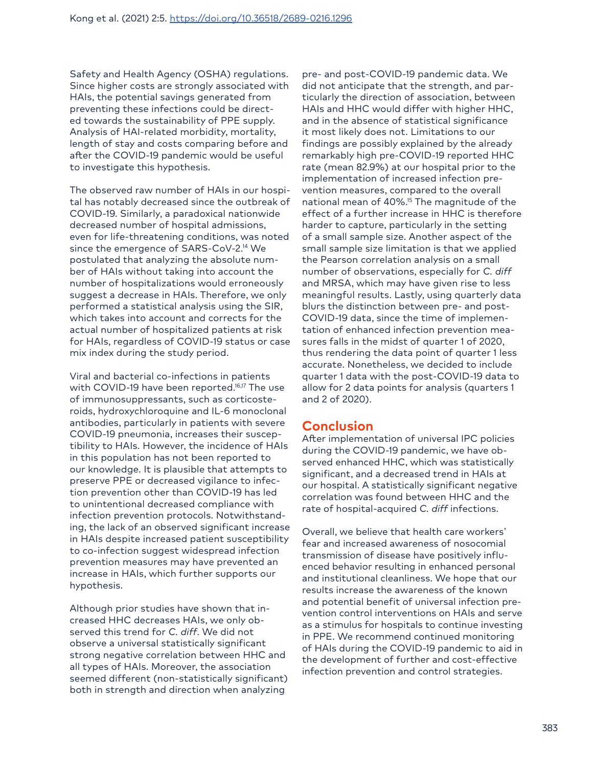Safety and Health Agency (OSHA) regulations. Since higher costs are strongly associated with HAIs, the potential savings generated from preventing these infections could be directed towards the sustainability of PPE supply. Analysis of HAI-related morbidity, mortality, length of stay and costs comparing before and after the COVID-19 pandemic would be useful to investigate this hypothesis.

The observed raw number of HAIs in our hospital has notably decreased since the outbreak of COVID-19. Similarly, a paradoxical nationwide decreased number of hospital admissions, even for life-threatening conditions, was noted since the emergence of SARS-CoV-2.[14] We postulated that analyzing the absolute number of HAIs without taking into account the number of hospitalizations would erroneously suggest a decrease in HAIs. Therefore, we only performed a statistical analysis using the SIR, which takes into account and corrects for the actual number of hospitalized patients at risk for HAIs, regardless of COVID-19 status or case mix index during the study period.

Viral and bacterial co-infections in patients with COVID-19 have been reported.[16,17] The use of immunosuppressants, such as corticosteroids, hydroxychloroquine and IL-6 monoclonal antibodies, particularly in patients with severe COVID-19 pneumonia, increases their susceptibility to HAIs. However, the incidence of HAIs in this population has not been reported to our knowledge. It is plausible that attempts to preserve PPE or decreased vigilance to infection prevention other than COVID-19 has led to unintentional decreased compliance with infection prevention protocols. Notwithstanding, the lack of an observed significant increase in HAIs despite increased patient susceptibility to co-infection suggest widespread infection prevention measures may have prevented an increase in HAIs, which further supports our hypothesis.

Although prior studies have shown that increased HHC decreases HAIs, we only observed this trend for *C. diff*. We did not observe a universal statistically significant strong negative correlation between HHC and all types of HAIs. Moreover, the association seemed different (non-statistically significant) both in strength and direction when analyzing pre- and post-COVID-19 pandemic data. We did not anticipate that the strength, and particularly the direction of association, between HAIs and HHC would differ with higher HHC, and in the absence of statistical significance it most likely does not. Limitations to our findings are possibly explained by the already remarkably high pre-COVID-19 reported HHC rate (mean 82.9%) at our hospital prior to the implementation of increased infection prevention measures, compared to the overall national mean of 40%.[15] The magnitude of the effect of a further increase in HHC is therefore harder to capture, particularly in the setting of a small sample size. Another aspect of the small sample size limitation is that we applied the Pearson correlation analysis on a small number of observations, especially for *C. diff* and MRSA, which may have given rise to less meaningful results. Lastly, using quarterly data blurs the distinction between pre- and post-COVID-19 data, since the time of implementation of enhanced infection prevention measures falls in the midst of quarter 1 of 2020, thus rendering the data point of quarter 1 less accurate. Nonetheless, we decided to include quarter 1 data with the post-COVID-19 data to allow for 2 data points for analysis (quarters 1 and 2 of 2020).

## Conclusion

After implementation of universal IPC policies during the COVID-19 pandemic, we have observed enhanced HHC, which was statistically significant, and a decreased trend in HAIs at our hospital. A statistically significant negative correlation was found between HHC and the rate of hospital-acquired *C. diff* infections.

Overall, we believe that health care workers' fear and increased awareness of nosocomial transmission of disease have positively influenced behavior resulting in enhanced personal and institutional cleanliness. We hope that our results increase the awareness of the known and potential benefit of universal infection prevention control interventions on HAIs and serve as a stimulus for hospitals to continue investing in PPE. We recommend continued monitoring of HAIs during the COVID-19 pandemic to aid in the development of further and cost-effective infection prevention and control strategies.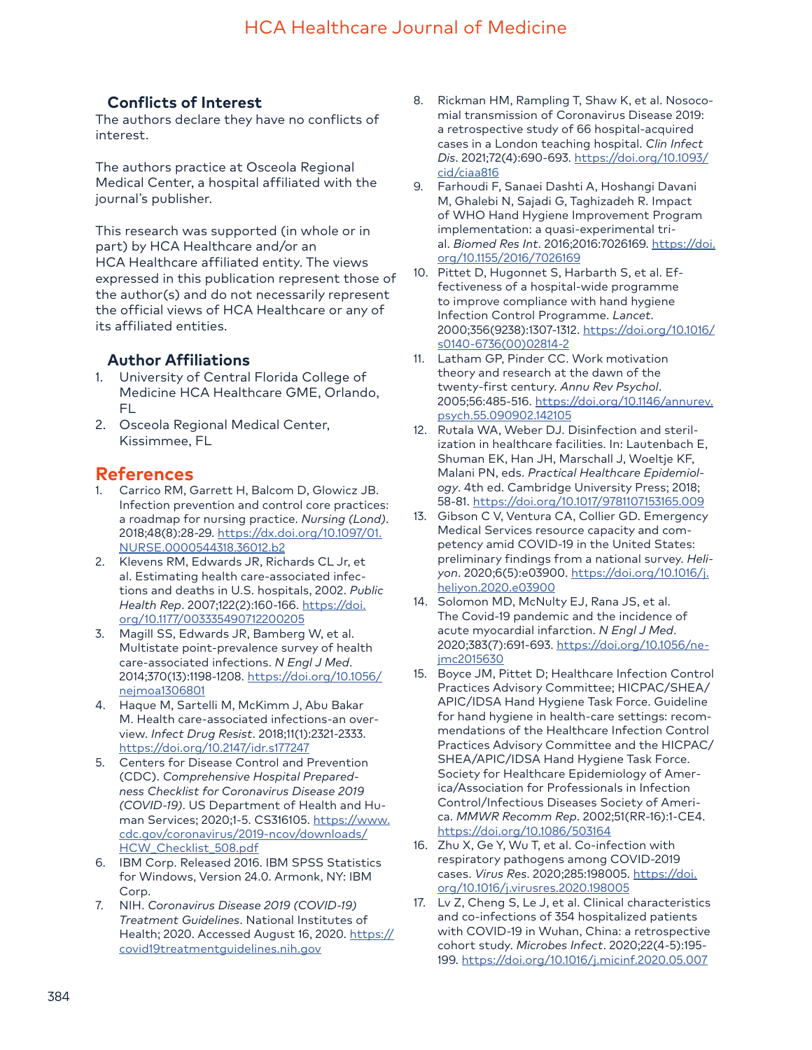## Conflicts of Interest

The authors declare they have no conflicts of interest.

The authors practice at Osceola Regional Medical Center, a hospital affiliated with the journal's publisher.

This research was supported (in whole or in part) by HCA Healthcare and/or an HCA Healthcare affiliated entity. The views expressed in this publication represent those of the author(s) and do not necessarily represent the official views of HCA Healthcare or any of its affiliated entities.

## Author Affiliations

1. University of Central Florida College of Medicine HCA Healthcare GME, Orlando, FL
2. Osceola Regional Medical Center, Kissimmee, FL

## References

1. Carrico RM, Garrett H, Balcom D, Glowicz JB. Infection prevention and control core practices: a roadmap for nursing practice. *Nursing (Lond)*. 2018;48(8):28-29. https://dx.doi.org/10.1097/01.NURSE.0000544318.36012.b2
2. Klevens RM, Edwards JR, Richards CL Jr, et al. Estimating health care-associated infections and deaths in U.S. hospitals, 2002. *Public Health Rep*. 2007;122(2):160-166. https://doi.org/10.1177/003335490712200205
3. Magill SS, Edwards JR, Bamberg W, et al. Multistate point-prevalence survey of health care-associated infections. *N Engl J Med*. 2014;370(13):1198-1208. https://doi.org/10.1056/nejmoa1306801
4. Haque M, Sartelli M, McKimm J, Abu Bakar M. Health care-associated infections-an overview. *Infect Drug Resist*. 2018;11(1):2321-2333. https://doi.org/10.2147/idr.s177247
5. Centers for Disease Control and Prevention (CDC). *Comprehensive Hospital Preparedness Checklist for Coronavirus Disease 2019 (COVID-19)*. US Department of Health and Human Services; 2020;1-5. CS316105. https://www.cdc.gov/coronavirus/2019-ncov/downloads/HCW_Checklist_508.pdf
6. IBM Corp. Released 2016. IBM SPSS Statistics for Windows, Version 24.0. Armonk, NY: IBM Corp.
7. NIH. *Coronavirus Disease 2019 (COVID-19) Treatment Guidelines*. National Institutes of Health; 2020. Accessed August 16, 2020. https://covid19treatmentguidelines.nih.gov
8. Rickman HM, Rampling T, Shaw K, et al. Nosocomial transmission of Coronavirus Disease 2019: a retrospective study of 66 hospital-acquired cases in a London teaching hospital. *Clin Infect Dis*. 2021;72(4):690-693. https://doi.org/10.1093/cid/ciaa816
9. Farhoudi F, Sanaei Dashti A, Hoshangi Davani M, Ghalebi N, Sajadi G, Taghizadeh R. Impact of WHO Hand Hygiene Improvement Program implementation: a quasi-experimental trial. *Biomed Res Int*. 2016;2016:7026169. https://doi.org/10.1155/2016/7026169
10. Pittet D, Hugonnet S, Harbarth S, et al. Effectiveness of a hospital-wide programme to improve compliance with hand hygiene Infection Control Programme. *Lancet*. 2000;356(9238):1307-1312. https://doi.org/10.1016/s0140-6736(00)02814-2
11. Latham GP, Pinder CC. Work motivation theory and research at the dawn of the twenty-first century. *Annu Rev Psychol*. 2005;56:485-516. https://doi.org/10.1146/annurev.psych.55.090902.142105
12. Rutala WA, Weber DJ. Disinfection and sterilization in healthcare facilities. In: Lautenbach E, Shuman EK, Han JH, Marschall J, Woeltje KF, Malani PN, eds. *Practical Healthcare Epidemiology*. 4th ed. Cambridge University Press; 2018; 58-81. https://doi.org/10.1017/9781107153165.009
13. Gibson C V, Ventura CA, Collier GD. Emergency Medical Services resource capacity and competency amid COVID-19 in the United States: preliminary findings from a national survey. *Heliyon*. 2020;6(5):e03900. https://doi.org/10.1016/j.heliyon.2020.e03900
14. Solomon MD, McNulty EJ, Rana JS, et al. The Covid-19 pandemic and the incidence of acute myocardial infarction. *N Engl J Med*. 2020;383(7):691-693. https://doi.org/10.1056/nejmc2015630
15. Boyce JM, Pittet D; Healthcare Infection Control Practices Advisory Committee; HICPAC/SHEA/APIC/IDSA Hand Hygiene Task Force. Guideline for hand hygiene in health-care settings: recommendations of the Healthcare Infection Control Practices Advisory Committee and the HICPAC/SHEA/APIC/IDSA Hand Hygiene Task Force. Society for Healthcare Epidemiology of America/Association for Professionals in Infection Control/Infectious Diseases Society of America. *MMWR Recomm Rep*. 2002;51(RR-16):1-CE4. https://doi.org/10.1086/503164
16. Zhu X, Ge Y, Wu T, et al. Co-infection with respiratory pathogens among COVID-2019 cases. *Virus Res*. 2020;285:198005. https://doi.org/10.1016/j.virusres.2020.198005
17. Lv Z, Cheng S, Le J, et al. Clinical characteristics and co-infections of 354 hospitalized patients with COVID-19 in Wuhan, China: a retrospective cohort study. *Microbes Infect*. 2020;22(4-5):195-199. https://doi.org/10.1016/j.micinf.2020.05.007